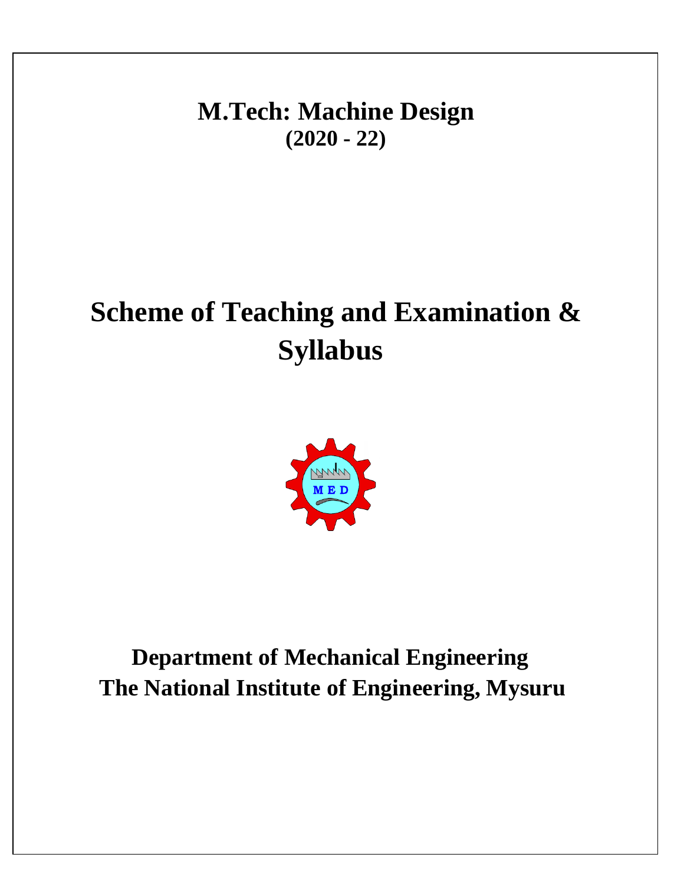# M.Tech: Machine Design

**(2020 - 22)**

# Scheme of Teaching and Examination & Syllabus

M E D

## Department of Mechanical Engineering

## The National Institute of Engineering, Mysuru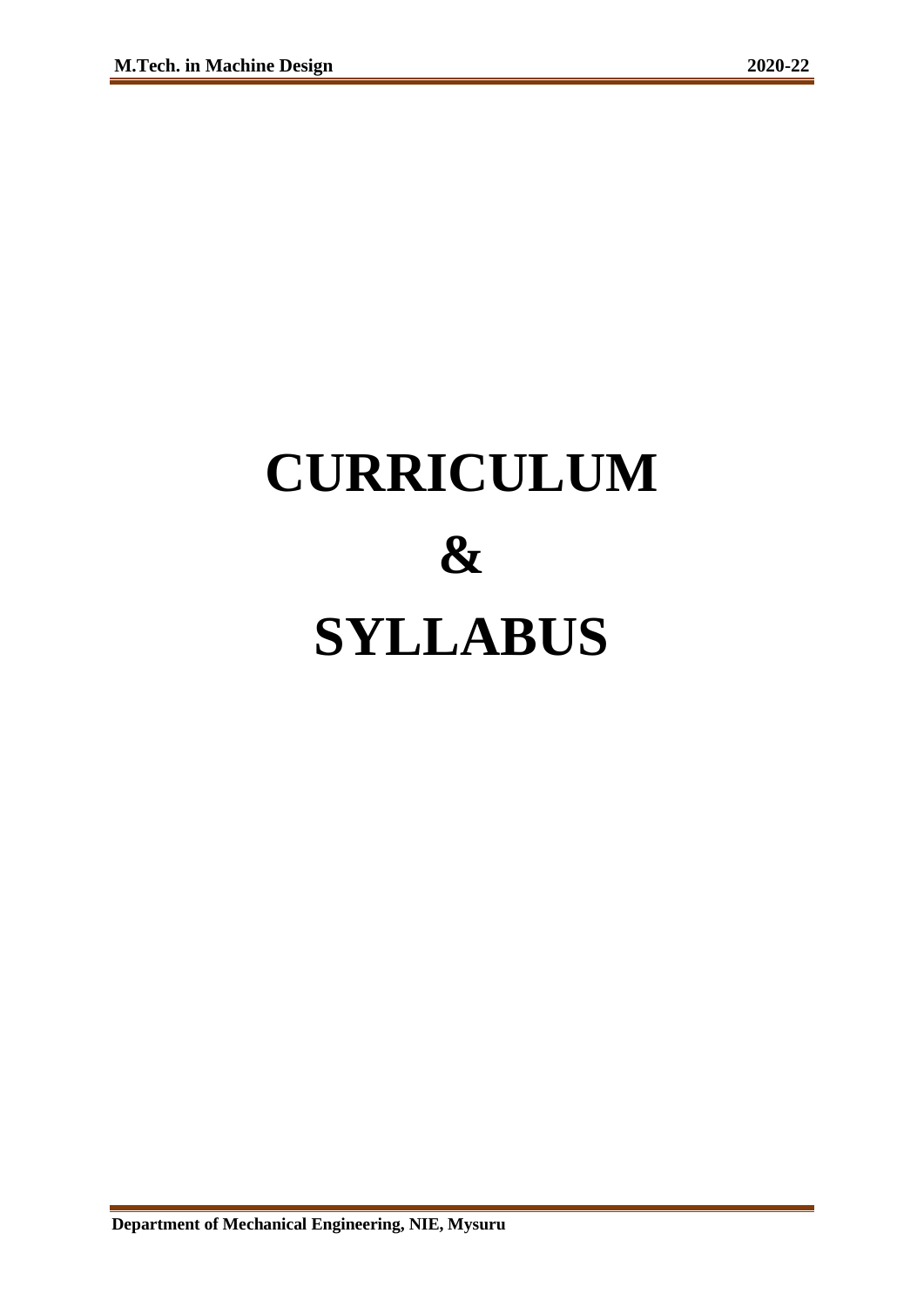# CURRICULUM

# &

# SYLLABUS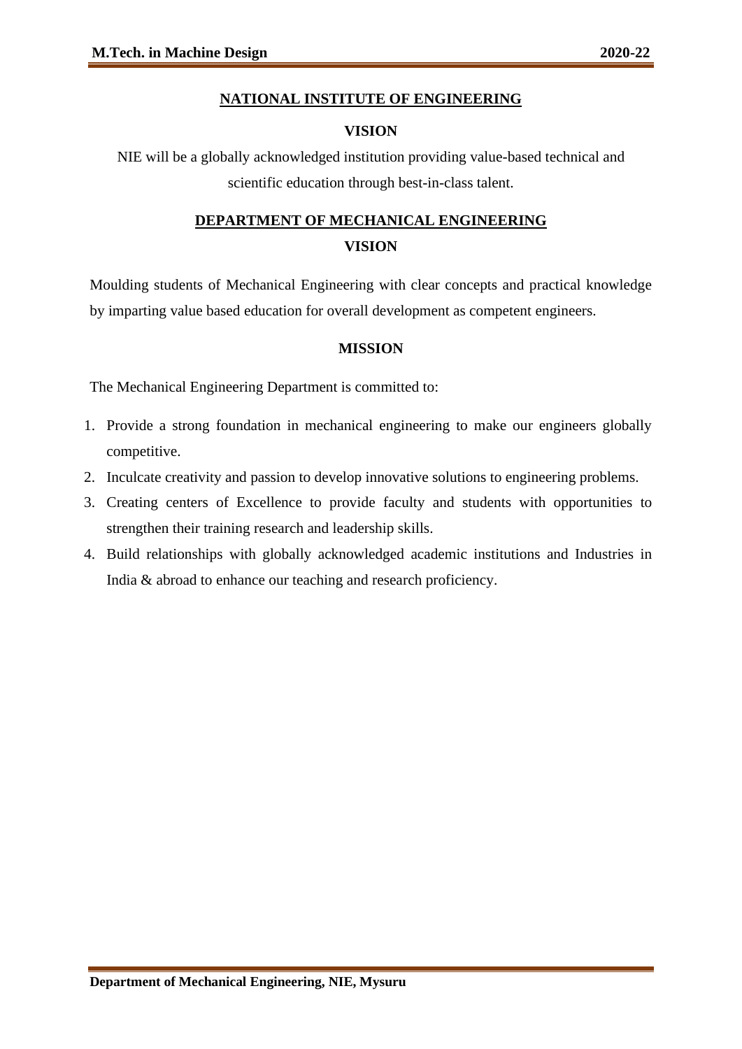# NATIONAL INSTITUTE OF ENGINEERING

## VISION

NIE will be a globally acknowledged institution providing value-based technical and scientific education through best-in-class talent.

# DEPARTMENT OF MECHANICAL ENGINEERING

## VISION

Moulding students of Mechanical Engineering with clear concepts and practical knowledge by imparting value based education for overall development as competent engineers.

## MISSION

The Mechanical Engineering Department is committed to:

1. Provide a strong foundation in mechanical engineering to make our engineers globally competitive.
2. Inculcate creativity and passion to develop innovative solutions to engineering problems.
3. Creating centers of Excellence to provide faculty and students with opportunities to strengthen their training research and leadership skills.
4. Build relationships with globally acknowledged academic institutions and Industries in India & abroad to enhance our teaching and research proficiency.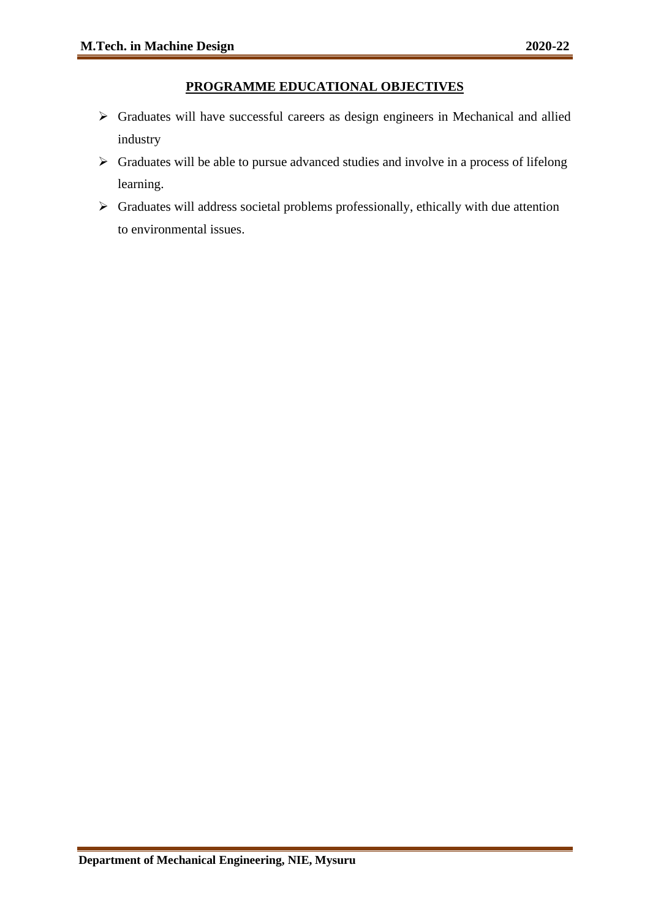## PROGRAMME EDUCATIONAL OBJECTIVES

- Graduates will have successful careers as design engineers in Mechanical and allied industry
- Graduates will be able to pursue advanced studies and involve in a process of lifelong learning.
- Graduates will address societal problems professionally, ethically with due attention to environmental issues.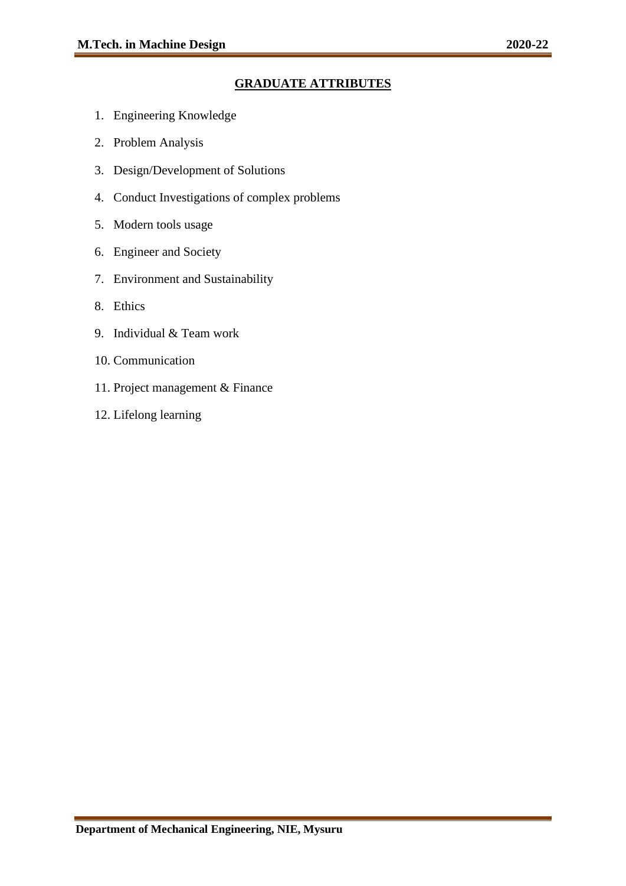## GRADUATE ATTRIBUTES

1. Engineering Knowledge
2. Problem Analysis
3. Design/Development of Solutions
4. Conduct Investigations of complex problems
5. Modern tools usage
6. Engineer and Society
7. Environment and Sustainability
8. Ethics
9. Individual & Team work
10. Communication
11. Project management & Finance
12. Lifelong learning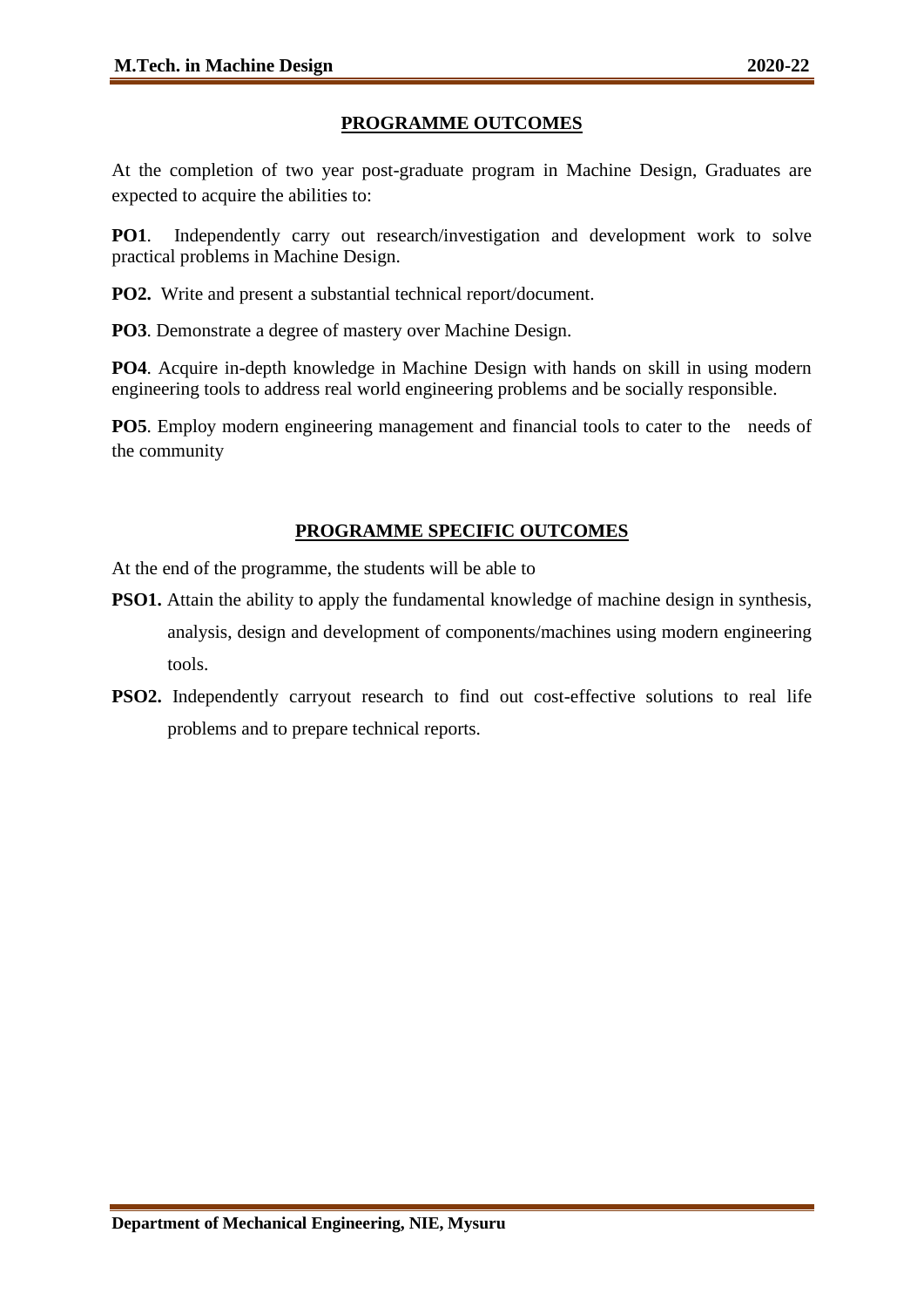## PROGRAMME OUTCOMES

At the completion of two year post-graduate program in Machine Design, Graduates are expected to acquire the abilities to:

**PO1**. Independently carry out research/investigation and development work to solve practical problems in Machine Design.

**PO2.** Write and present a substantial technical report/document.

**PO3**. Demonstrate a degree of mastery over Machine Design.

**PO4**. Acquire in-depth knowledge in Machine Design with hands on skill in using modern engineering tools to address real world engineering problems and be socially responsible.

**PO5**. Employ modern engineering management and financial tools to cater to the needs of the community

## PROGRAMME SPECIFIC OUTCOMES

At the end of the programme, the students will be able to

**PSO1.** Attain the ability to apply the fundamental knowledge of machine design in synthesis, analysis, design and development of components/machines using modern engineering tools.

**PSO2.** Independently carryout research to find out cost-effective solutions to real life problems and to prepare technical reports.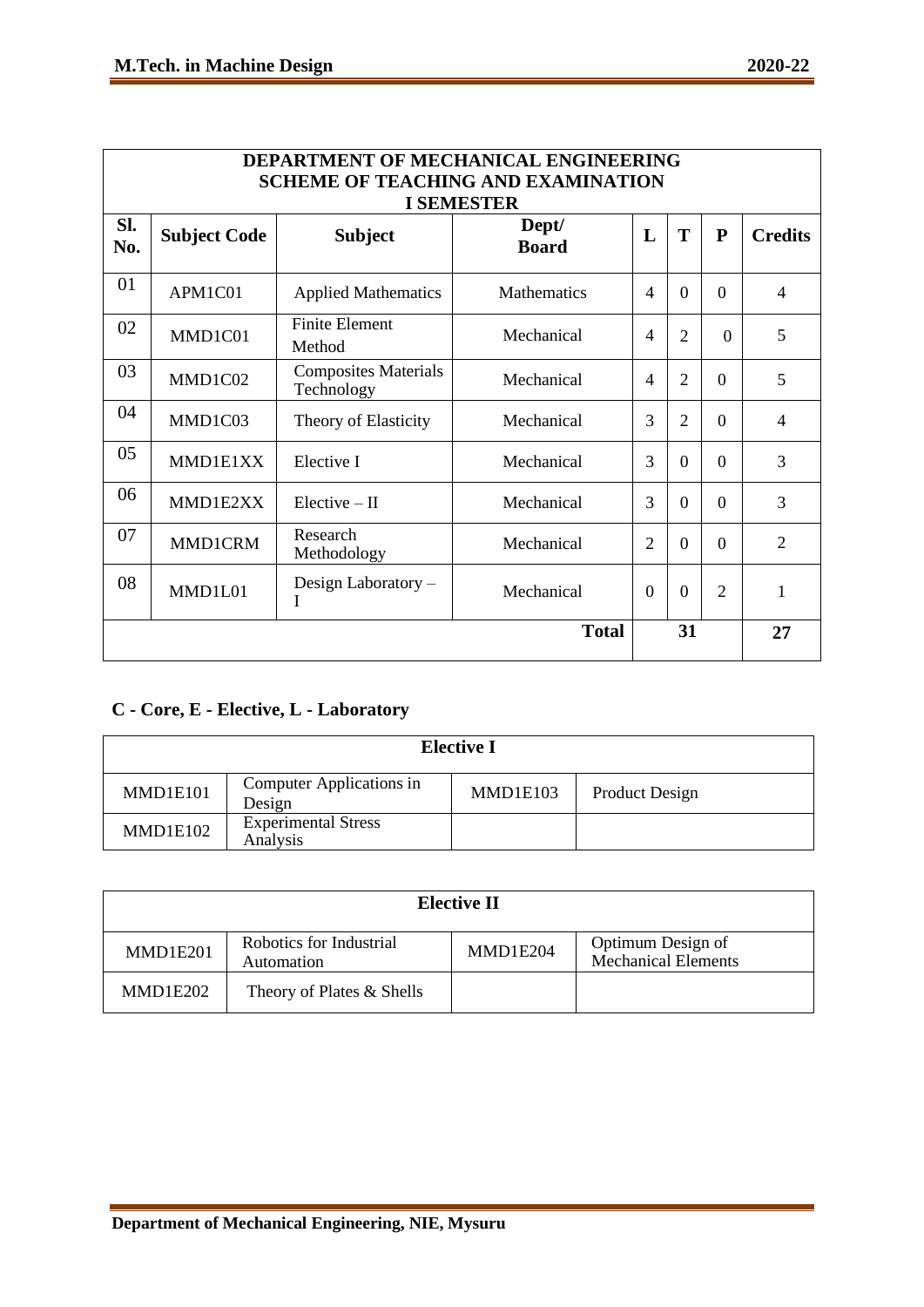## DEPARTMENT OF MECHANICAL ENGINEERING
## SCHEME OF TEACHING AND EXAMINATION
## I SEMESTER

| Sl. No. | Subject Code | Subject | Dept/ Board | L | T | P | Credits |
|---|---|---|---|---|---|---|---|
| 01 | APM1C01 | Applied Mathematics | Mathematics | 4 | 0 | 0 | 4 |
| 02 | MMD1C01 | Finite Element Method | Mechanical | 4 | 2 | 0 | 5 |
| 03 | MMD1C02 | Composites Materials Technology | Mechanical | 4 | 2 | 0 | 5 |
| 04 | MMD1C03 | Theory of Elasticity | Mechanical | 3 | 2 | 0 | 4 |
| 05 | MMD1E1XX | Elective I | Mechanical | 3 | 0 | 0 | 3 |
| 06 | MMD1E2XX | Elective – II | Mechanical | 3 | 0 | 0 | 3 |
| 07 | MMD1CRM | Research Methodology | Mechanical | 2 | 0 | 0 | 2 |
| 08 | MMD1L01 | Design Laboratory – I | Mechanical | 0 | 0 | 2 | 1 |
| | | | **Total** | | **31** | | **27** |

**C - Core, E - Elective, L - Laboratory**

| **Elective I** | | | |
|---|---|---|---|
| MMD1E101 | Computer Applications in Design | MMD1E103 | Product Design |
| MMD1E102 | Experimental Stress Analysis | | |

| **Elective II** | | | |
|---|---|---|---|
| MMD1E201 | Robotics for Industrial Automation | MMD1E204 | Optimum Design of Mechanical Elements |
| MMD1E202 | Theory of Plates & Shells | | |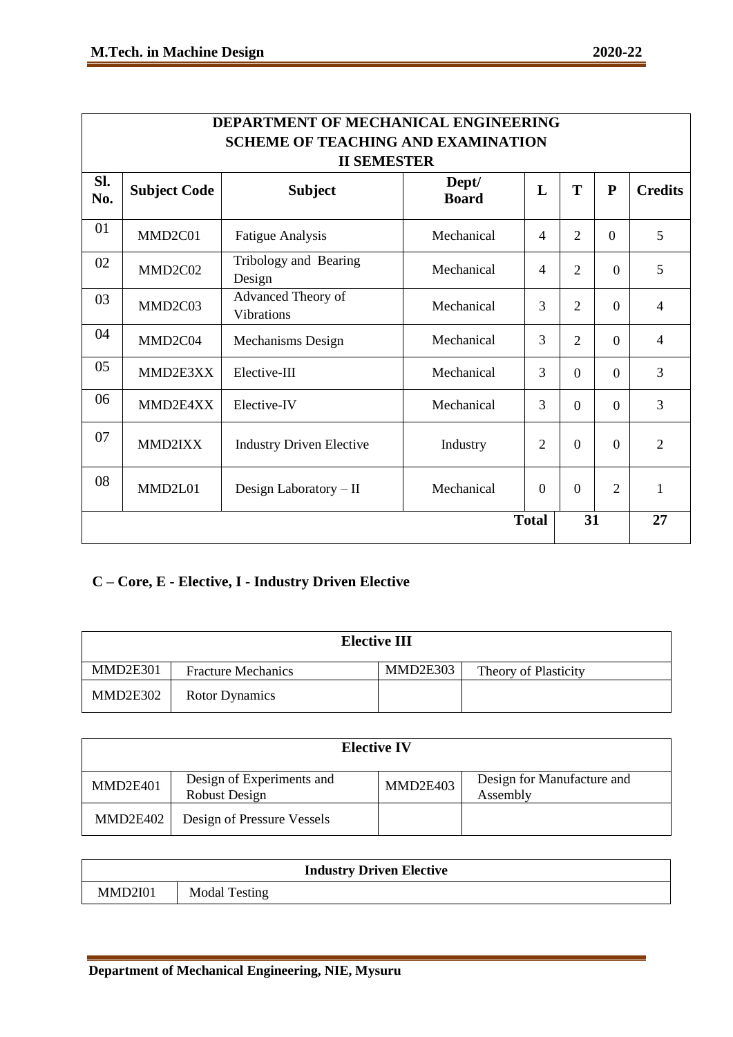## DEPARTMENT OF MECHANICAL ENGINEERING
## SCHEME OF TEACHING AND EXAMINATION
## II SEMESTER

| Sl. No. | Subject Code | Subject | Dept/ Board | L | T | P | Credits |
|---|---|---|---|---|---|---|---|
| 01 | MMD2C01 | Fatigue Analysis | Mechanical | 4 | 2 | 0 | 5 |
| 02 | MMD2C02 | Tribology and Bearing Design | Mechanical | 4 | 2 | 0 | 5 |
| 03 | MMD2C03 | Advanced Theory of Vibrations | Mechanical | 3 | 2 | 0 | 4 |
| 04 | MMD2C04 | Mechanisms Design | Mechanical | 3 | 2 | 0 | 4 |
| 05 | MMD2E3XX | Elective-III | Mechanical | 3 | 0 | 0 | 3 |
| 06 | MMD2E4XX | Elective-IV | Mechanical | 3 | 0 | 0 | 3 |
| 07 | MMD2IXX | Industry Driven Elective | Industry | 2 | 0 | 0 | 2 |
| 08 | MMD2L01 | Design Laboratory – II | Mechanical | 0 | 0 | 2 | 1 |
| | | | | **Total** | **31** | | **27** |

**C – Core, E - Elective, I - Industry Driven Elective**

| **Elective III** | | | |
|---|---|---|---|
| MMD2E301 | Fracture Mechanics | MMD2E303 | Theory of Plasticity |
| MMD2E302 | Rotor Dynamics | | |

| **Elective IV** | | | |
|---|---|---|---|
| MMD2E401 | Design of Experiments and Robust Design | MMD2E403 | Design for Manufacture and Assembly |
| MMD2E402 | Design of Pressure Vessels | | |

| **Industry Driven Elective** | |
|---|---|
| MMD2I01 | Modal Testing |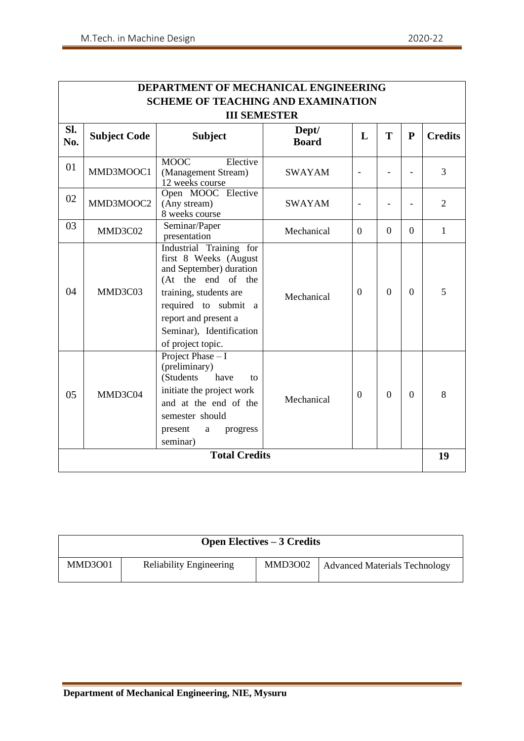## DEPARTMENT OF MECHANICAL ENGINEERING
## SCHEME OF TEACHING AND EXAMINATION
## III SEMESTER

| Sl. No. | Subject Code | Subject | Dept/ Board | L | T | P | Credits |
|---|---|---|---|---|---|---|---|
| 01 | MMD3MOOC1 | MOOC Elective (Management Stream) 12 weeks course | SWAYAM | - | - | - | 3 |
| 02 | MMD3MOOC2 | Open MOOC Elective (Any stream) 8 weeks course | SWAYAM | - | - | - | 2 |
| 03 | MMD3C02 | Seminar/Paper presentation | Mechanical | 0 | 0 | 0 | 1 |
| 04 | MMD3C03 | Industrial Training for first 8 Weeks (August and September) duration (At the end of the training, students are required to submit a report and present a Seminar), Identification of project topic. | Mechanical | 0 | 0 | 0 | 5 |
| 05 | MMD3C04 | Project Phase – I (preliminary) (Students have to initiate the project work and at the end of the semester should present a progress seminar) | Mechanical | 0 | 0 | 0 | 8 |
| **Total Credits** | | | | | | | **19** |

| **Open Electives – 3 Credits** | | | |
|---|---|---|---|
| MMD3O01 | Reliability Engineering | MMD3O02 | Advanced Materials Technology |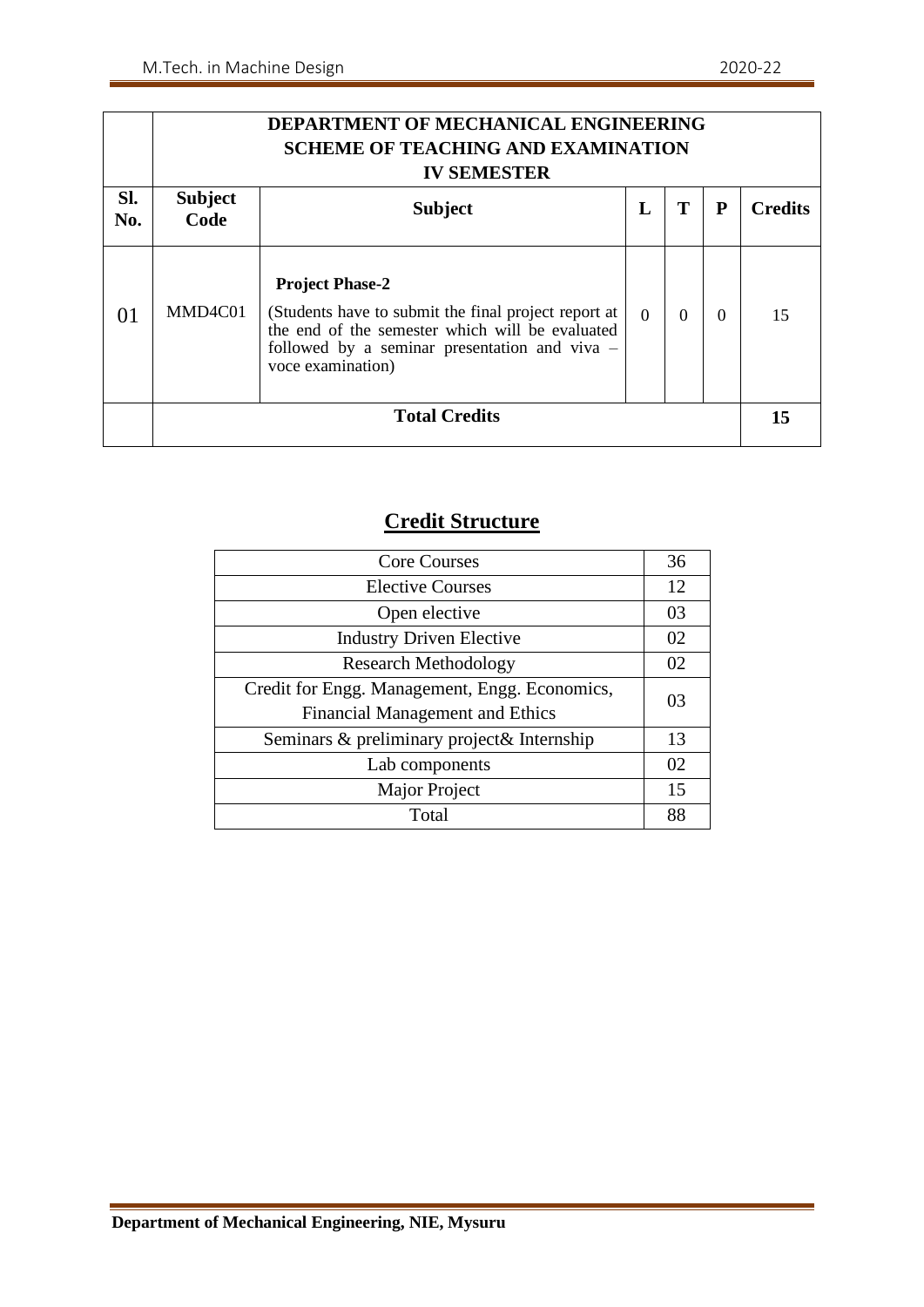| | DEPARTMENT OF MECHANICAL ENGINEERING SCHEME OF TEACHING AND EXAMINATION IV SEMESTER | | | | | |
|---|---|---|---|---|---|---|
| **Sl. No.** | **Subject Code** | **Subject** | **L** | **T** | **P** | **Credits** |
| 01 | MMD4C01 | **Project Phase-2** (Students have to submit the final project report at the end of the semester which will be evaluated followed by a seminar presentation and viva – voce examination) | 0 | 0 | 0 | 15 |
| | **Total Credits** | | | | | **15** |

## Credit Structure

| | |
|---|---|
| Core Courses | 36 |
| Elective Courses | 12 |
| Open elective | 03 |
| Industry Driven Elective | 02 |
| Research Methodology | 02 |
| Credit for Engg. Management, Engg. Economics, Financial Management and Ethics | 03 |
| Seminars & preliminary project& Internship | 13 |
| Lab components | 02 |
| Major Project | 15 |
| Total | 88 |